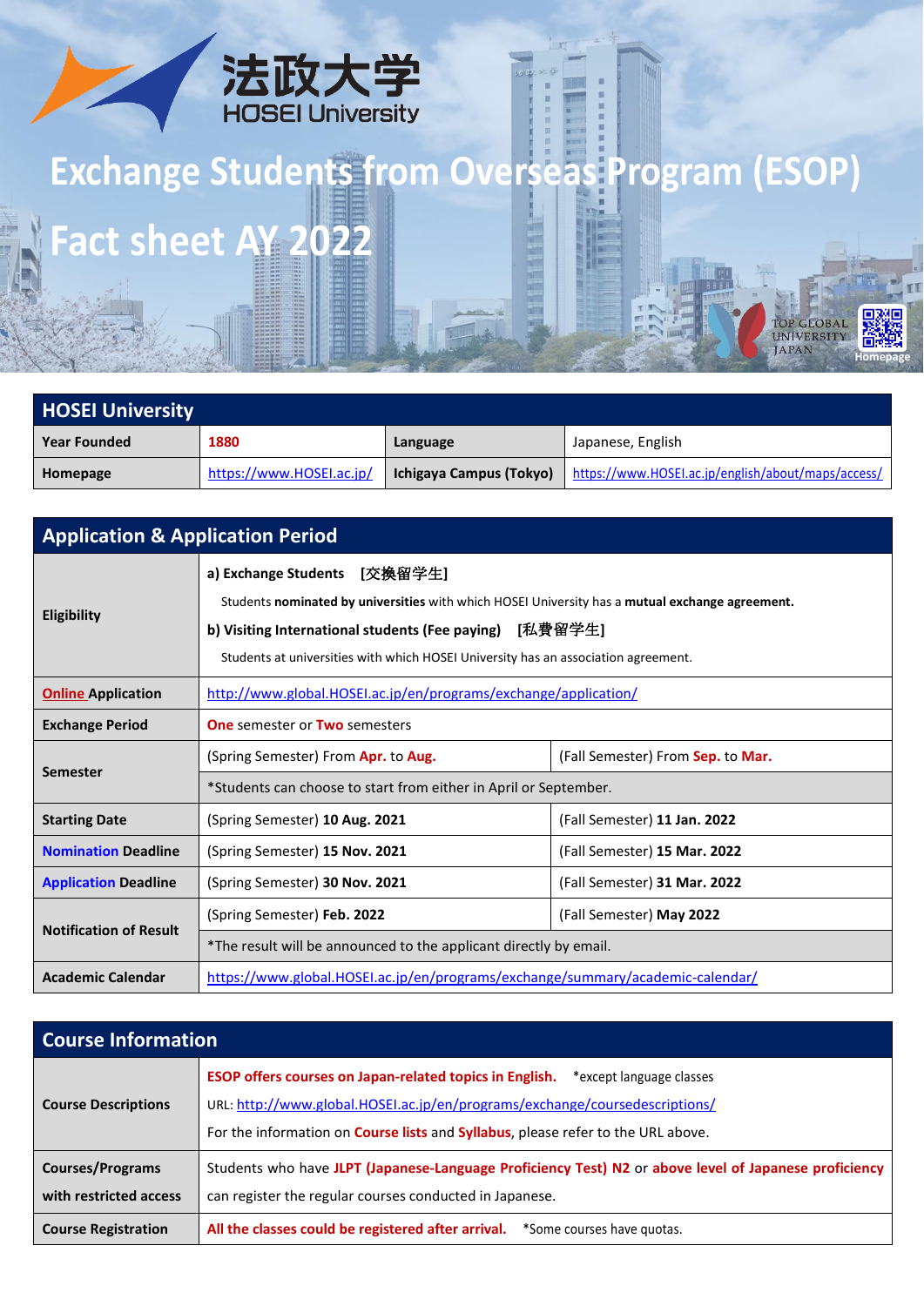法政大学
HOSEI University

# Exchange Students from Overseas Program (ESOP)

# Fact sheet AY 2022

TOP GLOBAL UNIVERSITY JAPAN

Homepage

## HOSEI University

| Year Founded | 1880 | Language | Japanese, English |
|---|---|---|---|
| Homepage | https://www.HOSEI.ac.jp/ | Ichigaya Campus (Tokyo) | https://www.HOSEI.ac.jp/english/about/maps/access/ |

## Application & Application Period

| | | |
|---|---|---|
| Eligibility | **a) Exchange Students [交換留学生]** Students **nominated by universities** with which HOSEI University has a **mutual exchange agreement.** **b) Visiting International students (Fee paying) [私費留学生]** Students at universities with which HOSEI University has an association agreement. | |
| **Online Application** | http://www.global.HOSEI.ac.jp/en/programs/exchange/application/ | |
| **Exchange Period** | **One** semester or **Two** semesters | |
| **Semester** | (Spring Semester) From **Apr.** to **Aug.** | (Fall Semester) From **Sep.** to **Mar.** |
| | *Students can choose to start from either in April or September. | |
| **Starting Date** | (Spring Semester) **10 Aug. 2021** | (Fall Semester) **11 Jan. 2022** |
| **Nomination Deadline** | (Spring Semester) **15 Nov. 2021** | (Fall Semester) **15 Mar. 2022** |
| **Application Deadline** | (Spring Semester) **30 Nov. 2021** | (Fall Semester) **31 Mar. 2022** |
| **Notification of Result** | (Spring Semester) **Feb. 2022** | (Fall Semester) **May 2022** |
| | *The result will be announced to the applicant directly by email. | |
| **Academic Calendar** | https://www.global.HOSEI.ac.jp/en/programs/exchange/summary/academic-calendar/ | |

## Course Information

| | |
|---|---|
| **Course Descriptions** | **ESOP offers courses on Japan-related topics in English.** *except language classes URL: http://www.global.HOSEI.ac.jp/en/programs/exchange/coursedescriptions/ For the information on **Course lists** and **Syllabus**, please refer to the URL above. |
| **Courses/Programs with restricted access** | Students who have **JLPT (Japanese-Language Proficiency Test) N2** or **above level of Japanese proficiency** can register the regular courses conducted in Japanese. |
| **Course Registration** | **All the classes could be registered after arrival.** *Some courses have quotas. |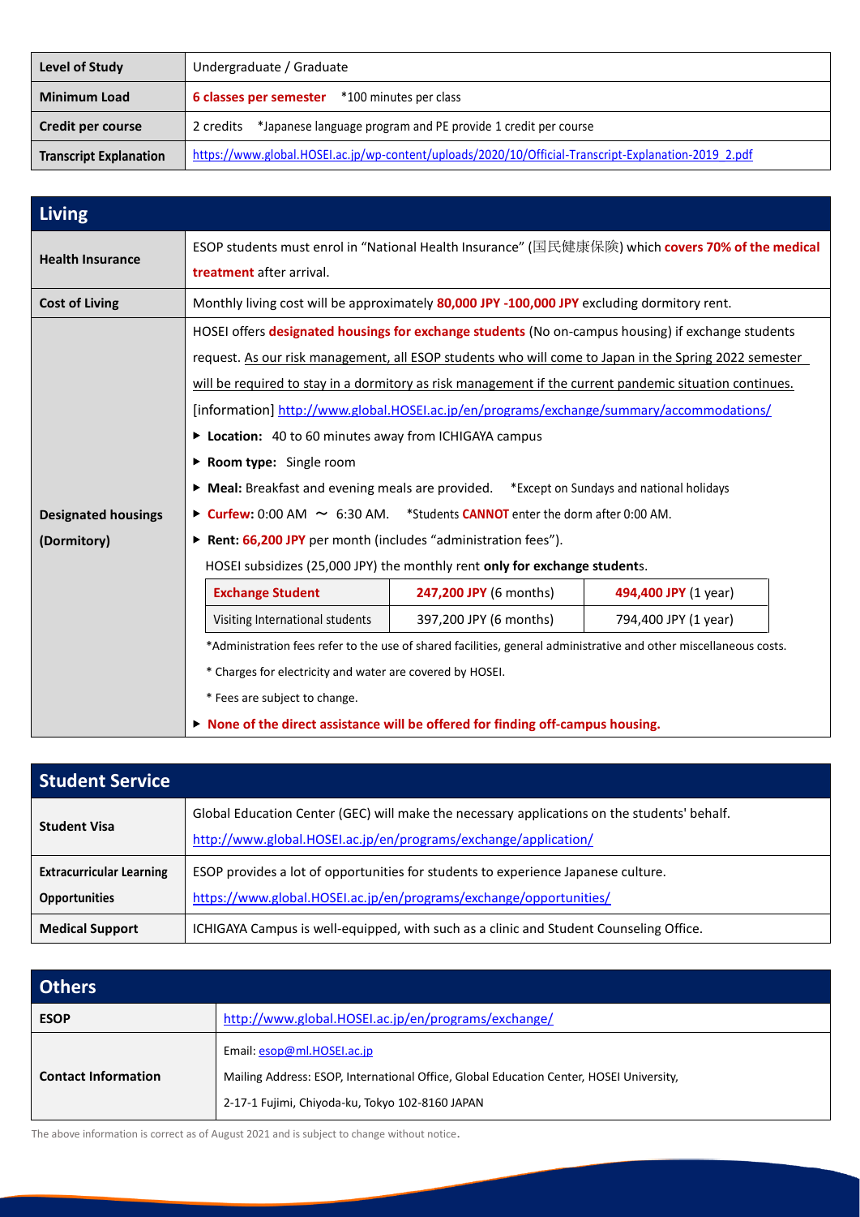| | |
|---|---|
| **Level of Study** | Undergraduate / Graduate |
| **Minimum Load** | **6 classes per semester** *100 minutes per class |
| **Credit per course** | 2 credits *Japanese language program and PE provide 1 credit per course |
| **Transcript Explanation** | https://www.global.HOSEI.ac.jp/wp-content/uploads/2020/10/Official-Transcript-Explanation-2019_2.pdf |

## Living

| | |
|---|---|
| **Health Insurance** | ESOP students must enrol in "National Health Insurance" (国民健康保険) which **covers 70% of the medical treatment** after arrival. |
| **Cost of Living** | Monthly living cost will be approximately **80,000 JPY -100,000 JPY** excluding dormitory rent. |
| **Designated housings (Dormitory)** | HOSEI offers **designated housings for exchange students** (No on-campus housing) if exchange students request. As our risk management, all ESOP students who will come to Japan in the Spring 2022 semester will be required to stay in a dormitory as risk management if the current pandemic situation continues. [information] http://www.global.HOSEI.ac.jp/en/programs/exchange/summary/accommodations/ <br>▶ **Location:** 40 to 60 minutes away from ICHIGAYA campus <br>▶ **Room type:** Single room <br>▶ **Meal:** Breakfast and evening meals are provided. *Except on Sundays and national holidays <br>▶ **Curfew:** 0:00 AM ～ 6:30 AM. *Students **CANNOT** enter the dorm after 0:00 AM. <br>▶ **Rent: 66,200 JPY** per month (includes "administration fees"). <br>HOSEI subsidizes (25,000 JPY) the monthly rent **only for exchange students**. <br>**Exchange Student**: **247,200 JPY** (6 months) / **494,400 JPY** (1 year) <br>Visiting International students: 397,200 JPY (6 months) / 794,400 JPY (1 year) <br>*Administration fees refer to the use of shared facilities, general administrative and other miscellaneous costs. <br>* Charges for electricity and water are covered by HOSEI. <br>* Fees are subject to change. <br>▶ **None of the direct assistance will be offered for finding off-campus housing.** |

## Student Service

| | |
|---|---|
| **Student Visa** | Global Education Center (GEC) will make the necessary applications on the students' behalf. http://www.global.HOSEI.ac.jp/en/programs/exchange/application/ |
| **Extracurricular Learning Opportunities** | ESOP provides a lot of opportunities for students to experience Japanese culture. https://www.global.HOSEI.ac.jp/en/programs/exchange/opportunities/ |
| **Medical Support** | ICHIGAYA Campus is well-equipped, with such as a clinic and Student Counseling Office. |

## Others

| | |
|---|---|
| **ESOP** | http://www.global.HOSEI.ac.jp/en/programs/exchange/ |
| **Contact Information** | Email: esop@ml.HOSEI.ac.jp <br>Mailing Address: ESOP, International Office, Global Education Center, HOSEI University, <br>2-17-1 Fujimi, Chiyoda-ku, Tokyo 102-8160 JAPAN |

The above information is correct as of August 2021 and is subject to change without notice.